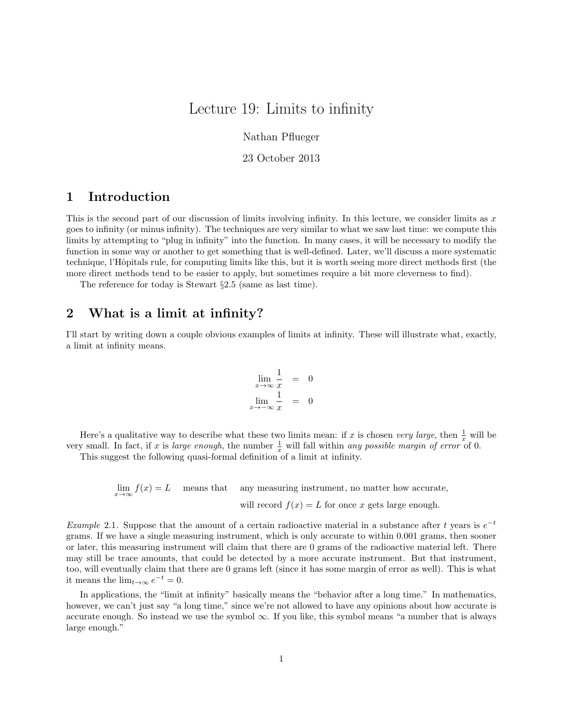# Lecture 19: Limits to infinity

Nathan Pflueger

23 October 2013

## 1 Introduction

This is the second part of our discussion of limits involving infinity. In this lecture, we consider limits as $x$ goes to infinity (or minus infinity). The techniques are very similar to what we saw last time: we compute this limits by attempting to "plug in infinity" into the function. In many cases, it will be necessary to modify the function in some way or another to get something that is well-defined. Later, we'll discuss a more systematic technique, l'Hôpitals rule, for computing limits like this, but it is worth seeing more direct methods first (the more direct methods tend to be easier to apply, but sometimes require a bit more cleverness to find).

The reference for today is Stewart §2.5 (same as last time).

## 2 What is a limit at infinity?

I'll start by writing down a couple obvious examples of limits at infinity. These will illustrate what, exactly, a limit at infinity means.

$$\lim_{x \to \infty} \frac{1}{x} = 0$$
$$\lim_{x \to -\infty} \frac{1}{x} = 0$$

Here's a qualitative way to describe what these two limits mean: if $x$ is chosen *very large*, then $\frac{1}{x}$ will be very small. In fact, if $x$ is *large enough*, the number $\frac{1}{x}$ will fall within *any possible margin of error* of 0.

This suggest the following quasi-formal definition of a limit at infinity.

$\lim_{x \to \infty} f(x) = L$ means that any measuring instrument, no matter how accurate, will record $f(x) = L$ for once $x$ gets large enough.

*Example* 2.1. Suppose that the amount of a certain radioactive material in a substance after $t$ years is $e^{-t}$ grams. If we have a single measuring instrument, which is only accurate to within 0.001 grams, then sooner or later, this measuring instrument will claim that there are 0 grams of the radioactive material left. There may still be trace amounts, that could be detected by a more accurate instrument. But that instrument, too, will eventually claim that there are 0 grams left (since it has some margin of error as well). This is what it means the $\lim_{t \to \infty} e^{-t} = 0$.

In applications, the "limit at infinity" basically means the "behavior after a long time." In mathematics, however, we can't just say "a long time," since we're not allowed to have any opinions about how accurate is accurate enough. So instead we use the symbol $\infty$. If you like, this symbol means "a number that is always large enough."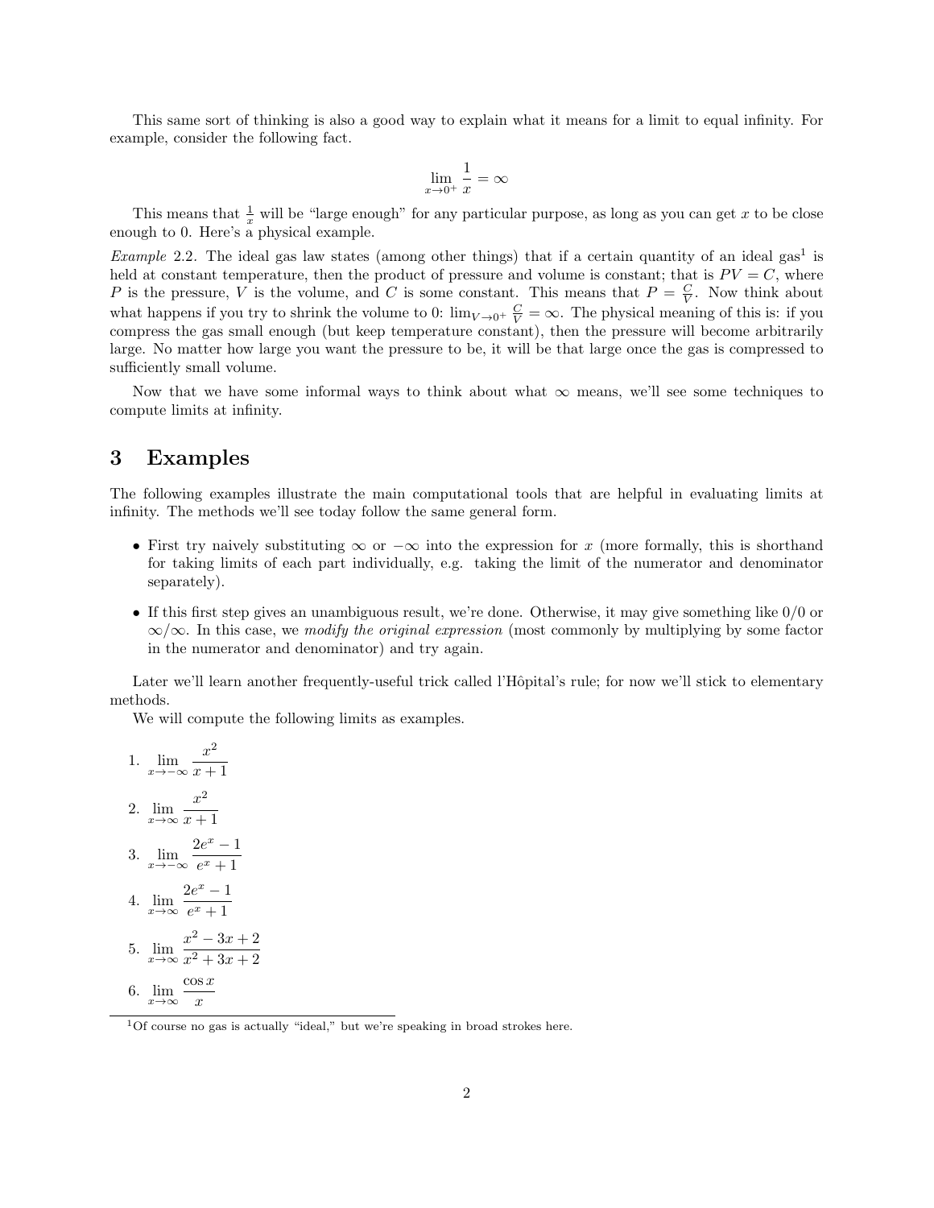This same sort of thinking is also a good way to explain what it means for a limit to equal infinity. For example, consider the following fact.

$$\lim_{x \to 0^+} \frac{1}{x} = \infty$$

This means that $\frac{1}{x}$ will be "large enough" for any particular purpose, as long as you can get $x$ to be close enough to 0. Here's a physical example.

*Example* 2.2. The ideal gas law states (among other things) that if a certain quantity of an ideal gas[1] is held at constant temperature, then the product of pressure and volume is constant; that is $PV = C$, where $P$ is the pressure, $V$ is the volume, and $C$ is some constant. This means that $P = \frac{C}{V}$. Now think about what happens if you try to shrink the volume to 0: $\lim_{V \to 0^+} \frac{C}{V} = \infty$. The physical meaning of this is: if you compress the gas small enough (but keep temperature constant), then the pressure will become arbitrarily large. No matter how large you want the pressure to be, it will be that large once the gas is compressed to sufficiently small volume.

Now that we have some informal ways to think about what $\infty$ means, we'll see some techniques to compute limits at infinity.

# 3 Examples

The following examples illustrate the main computational tools that are helpful in evaluating limits at infinity. The methods we'll see today follow the same general form.

- First try naively substituting $\infty$ or $-\infty$ into the expression for $x$ (more formally, this is shorthand for taking limits of each part individually, e.g. taking the limit of the numerator and denominator separately).
- If this first step gives an unambiguous result, we're done. Otherwise, it may give something like $0/0$ or $\infty/\infty$. In this case, we *modify the original expression* (most commonly by multiplying by some factor in the numerator and denominator) and try again.

Later we'll learn another frequently-useful trick called l'Hôpital's rule; for now we'll stick to elementary methods.

We will compute the following limits as examples.

1. $\displaystyle\lim_{x \to -\infty} \frac{x^2}{x+1}$
2. $\displaystyle\lim_{x \to \infty} \frac{x^2}{x+1}$
3. $\displaystyle\lim_{x \to -\infty} \frac{2e^x - 1}{e^x + 1}$
4. $\displaystyle\lim_{x \to \infty} \frac{2e^x - 1}{e^x + 1}$
5. $\displaystyle\lim_{x \to \infty} \frac{x^2 - 3x + 2}{x^2 + 3x + 2}$
6. $\displaystyle\lim_{x \to \infty} \frac{\cos x}{x}$

[1] Of course no gas is actually "ideal," but we're speaking in broad strokes here.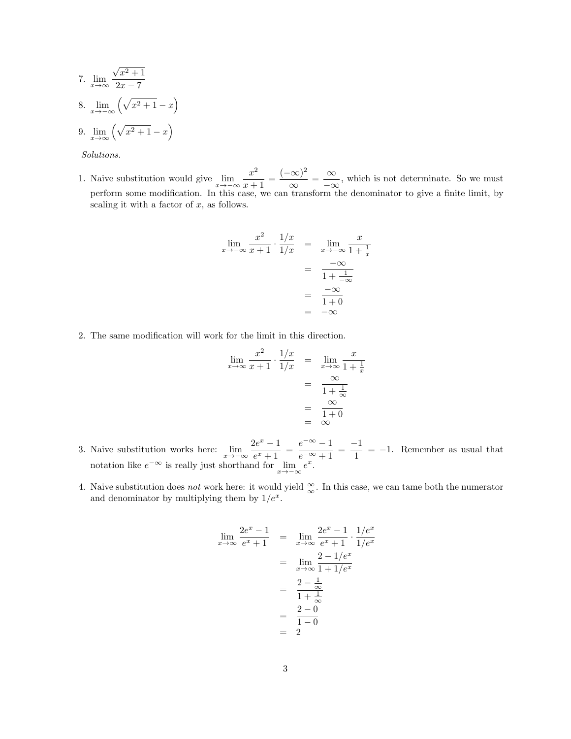7. $\lim_{x\to\infty} \dfrac{\sqrt{x^2+1}}{2x-7}$

8. $\lim_{x\to-\infty} \left(\sqrt{x^2+1} - x\right)$

9. $\lim_{x\to\infty} \left(\sqrt{x^2+1} - x\right)$

*Solutions.*

1. Naive substitution would give $\lim_{x\to-\infty} \dfrac{x^2}{x+1} = \dfrac{(-\infty)^2}{\infty} = \dfrac{\infty}{-\infty}$, which is not determinate. So we must perform some modification. In this case, we can transform the denominator to give a finite limit, by scaling it with a factor of $x$, as follows.

$$\begin{aligned}
\lim_{x\to-\infty} \frac{x^2}{x+1} \cdot \frac{1/x}{1/x} &= \lim_{x\to-\infty} \frac{x}{1+\frac{1}{x}} \\
&= \frac{-\infty}{1+\frac{1}{-\infty}} \\
&= \frac{-\infty}{1+0} \\
&= -\infty
\end{aligned}$$

2. The same modification will work for the limit in this direction.

$$\begin{aligned}
\lim_{x\to\infty} \frac{x^2}{x+1} \cdot \frac{1/x}{1/x} &= \lim_{x\to\infty} \frac{x}{1+\frac{1}{x}} \\
&= \frac{\infty}{1+\frac{1}{\infty}} \\
&= \frac{\infty}{1+0} \\
&= \infty
\end{aligned}$$

3. Naive substitution works here: $\lim_{x\to-\infty} \dfrac{2e^x-1}{e^x+1} = \dfrac{e^{-\infty}-1}{e^{-\infty}+1} = \dfrac{-1}{1} = -1$. Remember as usual that notation like $e^{-\infty}$ is really just shorthand for $\lim_{x\to-\infty} e^x$.

4. Naive substitution does *not* work here: it would yield $\frac{\infty}{\infty}$. In this case, we can tame both the numerator and denominator by multiplying them by $1/e^x$.

$$\begin{aligned}
\lim_{x\to\infty} \frac{2e^x-1}{e^x+1} &= \lim_{x\to\infty} \frac{2e^x-1}{e^x+1} \cdot \frac{1/e^x}{1/e^x} \\
&= \lim_{x\to\infty} \frac{2-1/e^x}{1+1/e^x} \\
&= \frac{2-\frac{1}{\infty}}{1+\frac{1}{\infty}} \\
&= \frac{2-0}{1-0} \\
&= 2
\end{aligned}$$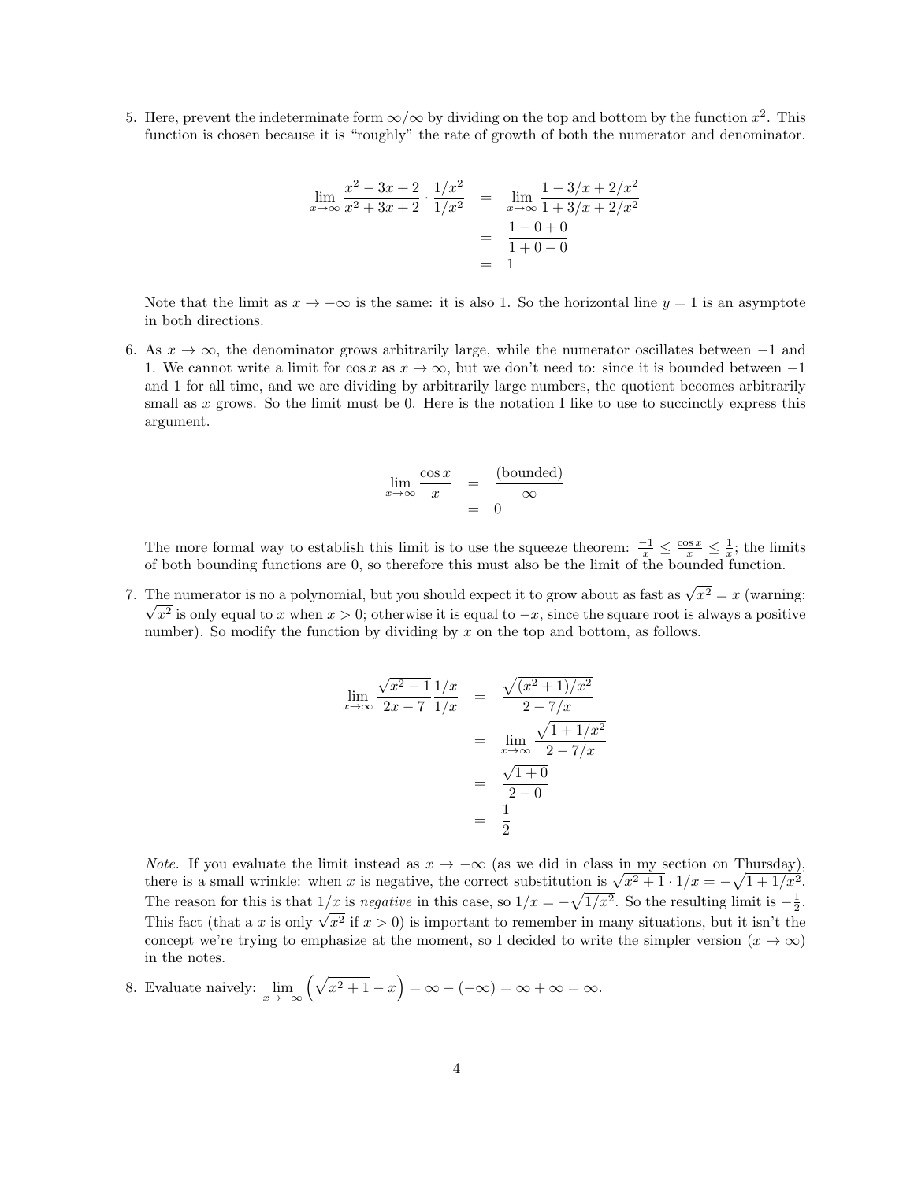5. Here, prevent the indeterminate form $\infty/\infty$ by dividing on the top and bottom by the function $x^2$. This function is chosen because it is "roughly" the rate of growth of both the numerator and denominator.

$$\begin{aligned}
\lim_{x\to\infty} \frac{x^2 - 3x + 2}{x^2 + 3x + 2} \cdot \frac{1/x^2}{1/x^2} &= \lim_{x\to\infty} \frac{1 - 3/x + 2/x^2}{1 + 3/x + 2/x^2} \\
&= \frac{1 - 0 + 0}{1 + 0 - 0} \\
&= 1
\end{aligned}$$

Note that the limit as $x \to -\infty$ is the same: it is also 1. So the horizontal line $y = 1$ is an asymptote in both directions.

6. As $x \to \infty$, the denominator grows arbitrarily large, while the numerator oscillates between $-1$ and 1. We cannot write a limit for $\cos x$ as $x \to \infty$, but we don't need to: since it is bounded between $-1$ and 1 for all time, and we are dividing by arbitrarily large numbers, the quotient becomes arbitrarily small as $x$ grows. So the limit must be 0. Here is the notation I like to use to succinctly express this argument.

$$\begin{aligned}
\lim_{x\to\infty} \frac{\cos x}{x} &= \frac{\text{(bounded)}}{\infty} \\
&= 0
\end{aligned}$$

The more formal way to establish this limit is to use the squeeze theorem: $\frac{-1}{x} \leq \frac{\cos x}{x} \leq \frac{1}{x}$; the limits of both bounding functions are 0, so therefore this must also be the limit of the bounded function.

7. The numerator is no a polynomial, but you should expect it to grow about as fast as $\sqrt{x^2} = x$ (warning: $\sqrt{x^2}$ is only equal to $x$ when $x > 0$; otherwise it is equal to $-x$, since the square root is always a positive number). So modify the function by dividing by $x$ on the top and bottom, as follows.

$$\begin{aligned}
\lim_{x\to\infty} \frac{\sqrt{x^2+1}}{2x-7} \frac{1/x}{1/x} &= \frac{\sqrt{(x^2+1)/x^2}}{2 - 7/x} \\
&= \lim_{x\to\infty} \frac{\sqrt{1 + 1/x^2}}{2 - 7/x} \\
&= \frac{\sqrt{1+0}}{2-0} \\
&= \frac{1}{2}
\end{aligned}$$

*Note.* If you evaluate the limit instead as $x \to -\infty$ (as we did in class in my section on Thursday), there is a small wrinkle: when $x$ is negative, the correct substitution is $\sqrt{x^2+1} \cdot 1/x = -\sqrt{1 + 1/x^2}$. The reason for this is that $1/x$ is *negative* in this case, so $1/x = -\sqrt{1/x^2}$. So the resulting limit is $-\frac{1}{2}$. This fact (that a $x$ is only $\sqrt{x^2}$ if $x > 0$) is important to remember in many situations, but it isn't the concept we're trying to emphasize at the moment, so I decided to write the simpler version ($x \to \infty$) in the notes.

8. Evaluate naively: $\lim_{x\to-\infty} \left(\sqrt{x^2+1} - x\right) = \infty - (-\infty) = \infty + \infty = \infty$.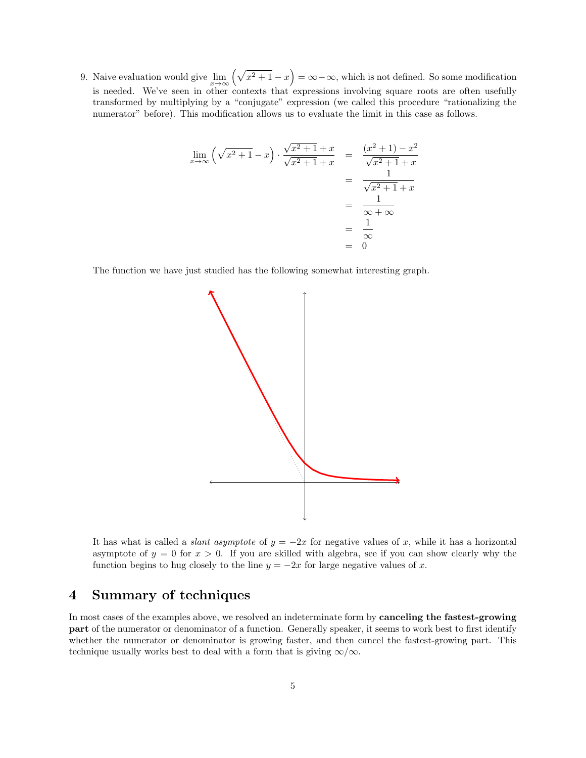9. Naive evaluation would give $\lim_{x\to\infty}\left(\sqrt{x^2+1}-x\right) = \infty - \infty$, which is not defined. So some modification is needed. We've seen in other contexts that expressions involving square roots are often usefully transformed by multiplying by a "conjugate" expression (we called this procedure "rationalizing the numerator" before). This modification allows us to evaluate the limit in this case as follows.

$$
\begin{aligned}
\lim_{x\to\infty}\left(\sqrt{x^2+1}-x\right)\cdot\frac{\sqrt{x^2+1}+x}{\sqrt{x^2+1}+x} &= \frac{(x^2+1)-x^2}{\sqrt{x^2+1}+x} \\
&= \frac{1}{\sqrt{x^2+1}+x} \\
&= \frac{1}{\infty+\infty} \\
&= \frac{1}{\infty} \\
&= 0
\end{aligned}
$$

The function we have just studied has the following somewhat interesting graph.

It has what is called a *slant asymptote* of $y = -2x$ for negative values of $x$, while it has a horizontal asymptote of $y = 0$ for $x > 0$. If you are skilled with algebra, see if you can show clearly why the function begins to hug closely to the line $y = -2x$ for large negative values of $x$.

## 4 Summary of techniques

In most cases of the examples above, we resolved an indeterminate form by **canceling the fastest-growing part** of the numerator or denominator of a function. Generally speaker, it seems to work best to first identify whether the numerator or denominator is growing faster, and then cancel the fastest-growing part. This technique usually works best to deal with a form that is giving $\infty/\infty$.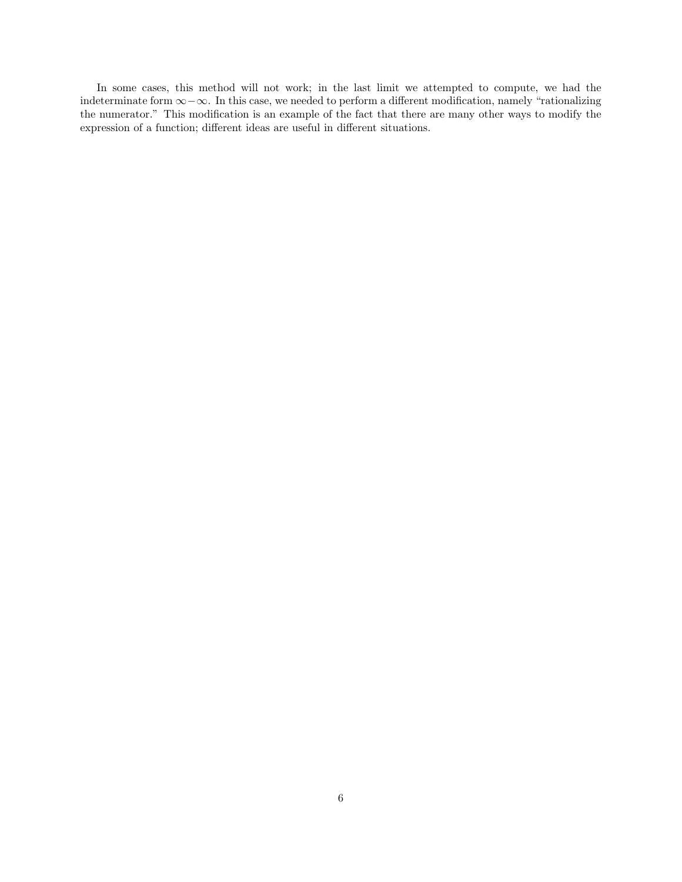In some cases, this method will not work; in the last limit we attempted to compute, we had the indeterminate form $\infty - \infty$. In this case, we needed to perform a different modification, namely "rationalizing the numerator." This modification is an example of the fact that there are many other ways to modify the expression of a function; different ideas are useful in different situations.